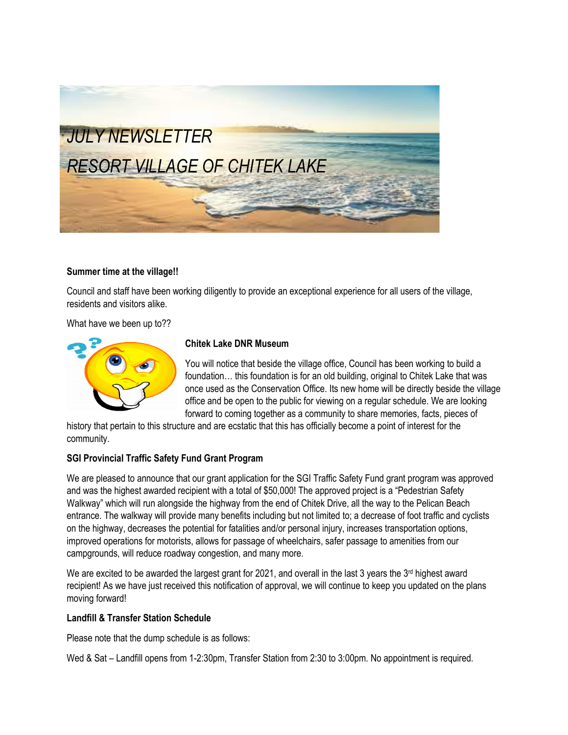# *JULY NEWSLETTER*

# *RESORT VILLAGE OF CHITEK LAKE*

**Summer time at the village!!**

Council and staff have been working diligently to provide an exceptional experience for all users of the village, residents and visitors alike.

What have we been up to??

**Chitek Lake DNR Museum**

You will notice that beside the village office, Council has been working to build a foundation… this foundation is for an old building, original to Chitek Lake that was once used as the Conservation Office. Its new home will be directly beside the village office and be open to the public for viewing on a regular schedule. We are looking forward to coming together as a community to share memories, facts, pieces of history that pertain to this structure and are ecstatic that this has officially become a point of interest for the community.

**SGI Provincial Traffic Safety Fund Grant Program**

We are pleased to announce that our grant application for the SGI Traffic Safety Fund grant program was approved and was the highest awarded recipient with a total of $50,000! The approved project is a "Pedestrian Safety Walkway" which will run alongside the highway from the end of Chitek Drive, all the way to the Pelican Beach entrance. The walkway will provide many benefits including but not limited to; a decrease of foot traffic and cyclists on the highway, decreases the potential for fatalities and/or personal injury, increases transportation options, improved operations for motorists, allows for passage of wheelchairs, safer passage to amenities from our campgrounds, will reduce roadway congestion, and many more.

We are excited to be awarded the largest grant for 2021, and overall in the last 3 years the 3rd highest award recipient! As we have just received this notification of approval, we will continue to keep you updated on the plans moving forward!

**Landfill & Transfer Station Schedule**

Please note that the dump schedule is as follows:

Wed & Sat – Landfill opens from 1-2:30pm, Transfer Station from 2:30 to 3:00pm. No appointment is required.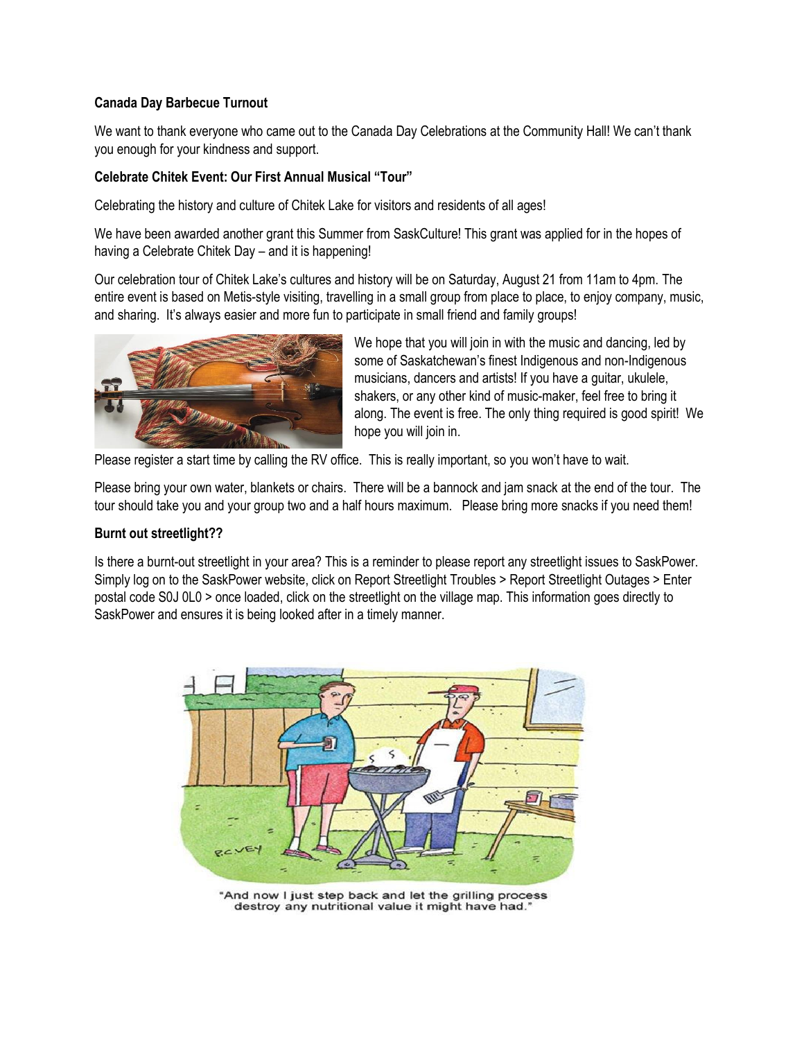**Canada Day Barbecue Turnout**

We want to thank everyone who came out to the Canada Day Celebrations at the Community Hall! We can't thank you enough for your kindness and support.

**Celebrate Chitek Event: Our First Annual Musical "Tour"**

Celebrating the history and culture of Chitek Lake for visitors and residents of all ages!

We have been awarded another grant this Summer from SaskCulture! This grant was applied for in the hopes of having a Celebrate Chitek Day – and it is happening!

Our celebration tour of Chitek Lake's cultures and history will be on Saturday, August 21 from 11am to 4pm. The entire event is based on Metis-style visiting, travelling in a small group from place to place, to enjoy company, music, and sharing. It's always easier and more fun to participate in small friend and family groups!

We hope that you will join in with the music and dancing, led by some of Saskatchewan's finest Indigenous and non-Indigenous musicians, dancers and artists! If you have a guitar, ukulele, shakers, or any other kind of music-maker, feel free to bring it along. The event is free. The only thing required is good spirit! We hope you will join in.

Please register a start time by calling the RV office. This is really important, so you won't have to wait.

Please bring your own water, blankets or chairs. There will be a bannock and jam snack at the end of the tour. The tour should take you and your group two and a half hours maximum. Please bring more snacks if you need them!

**Burnt out streetlight??**

Is there a burnt-out streetlight in your area? This is a reminder to please report any streetlight issues to SaskPower. Simply log on to the SaskPower website, click on Report Streetlight Troubles > Report Streetlight Outages > Enter postal code S0J 0L0 > once loaded, click on the streetlight on the village map. This information goes directly to SaskPower and ensures it is being looked after in a timely manner.

"And now I just step back and let the grilling process destroy any nutritional value it might have had."